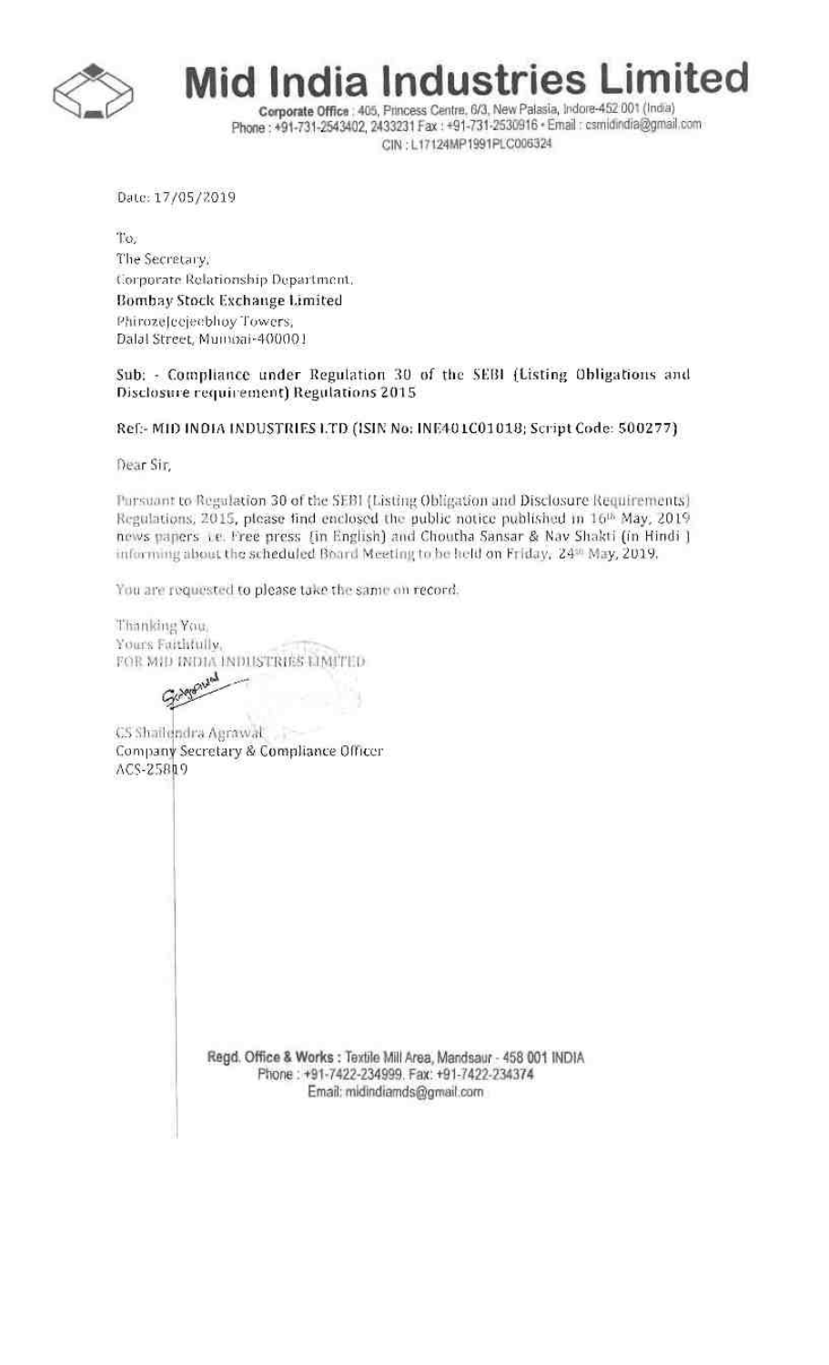# Mid India Industries Limited

**Corporate Office** : 405, Princess Centre, 6/3, New Palasia, Indore-452 001 (India)
Phone : +91-731-2543402, 2433231 Fax : +91-731-2530916 • Email : csmidindia@gmail.com
CIN : L17124MP1991PLC006324

Date: 17/05/2019

To,
The Secretary,
Corporate Relationship Department,
**Bombay Stock Exchange Limited**
PhirozeJeejeebhoy Towers,
Dalal Street, Mumbai-400001

**Sub: - Compliance under Regulation 30 of the SEBI (Listing Obligations and Disclosure requirement) Regulations 2015**

**Ref:- MID INDIA INDUSTRIES LTD (ISIN No: INE401C01018; Script Code: 500277)**

Dear Sir,

Pursuant to Regulation 30 of the SEBI (Listing Obligation and Disclosure Requirements) Regulations, 2015, please find enclosed the public notice published in 16th May, 2019 news papers i.e. Free press (in English) and Choutha Sansar & Nav Shakti (in Hindi) informing about the scheduled Board Meeting to be held on Friday, 24th May, 2019.

You are requested to please take the same on record.

Thanking You,
Yours Faithfully,
FOR MID INDIA INDUSTRIES LIMITED

CS Shailendra Agrawal
Company Secretary & Compliance Officer
ACS-25819

**Regd. Office & Works** : Textile Mill Area, Mandsaur - 458 001 INDIA
Phone : +91-7422-234999, Fax: +91-7422-234374
Email: midindiamds@gmail.com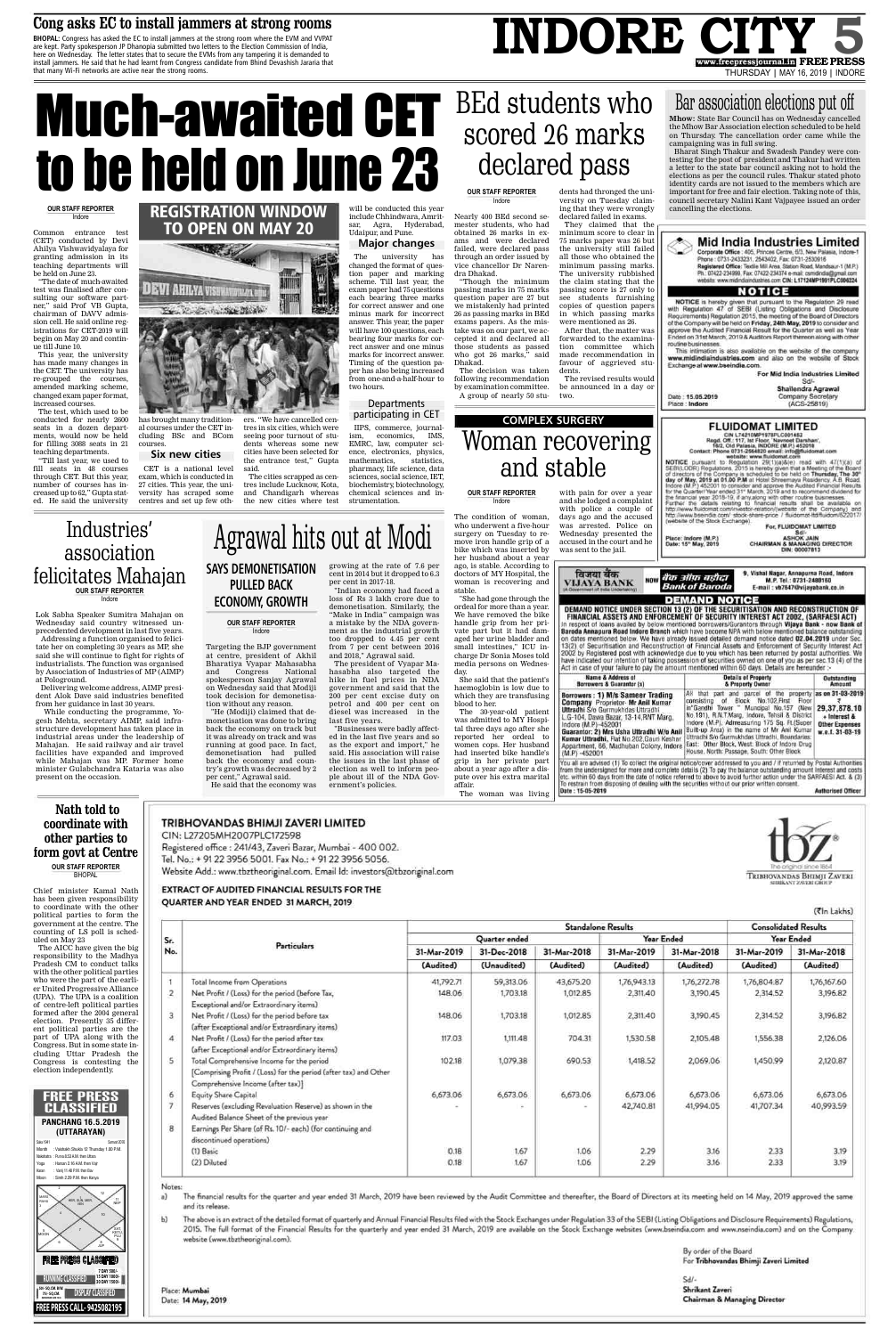## Cong asks EC to install jammers at strong rooms

**BHOPAL:** Congress has asked the EC to install jammers at the strong room where the EVM and VVPAT are kept. Party spokesperson JP Dhanopia submitted two letters to the Election Commission of India, here on Wednesday. The letter states that to secure the EVMs from any tampering it is demanded to install jammers. He said that he had learnt from Congress candidate from Bhind Devashish Jararia that that many Wi-Fi networks are active near the strong rooms.

# Much-awaited CET to be held on June 23

## REGISTRATION WINDOW TO OPEN ON MAY 20

**OUR STAFF REPORTER**
Indore

Common entrance test (CET) conducted by Devi Ahilya Vishwavidyalaya for granting admission in its teaching departments will be held on June 23.

"The date of much-awaited test was finalised after consulting our software partner," said Prof VB Gupta, chairman of DAVV admission cell. He said online registrations for CET-2019 will begin on May 20 and continue till June 10.

This year, the university has made many changes in the CET. The university has re-grouped the courses, amended marking scheme, changed exam paper format, increased courses.

The test, which used to be conducted for nearly 2600 seats in a dozen departments, would now be held for filling 3088 seats in 21 teaching departments.

"Till last year, we used to fill seats in 48 courses through CET. But this year, number of courses has increased up to 62," Gupta stated. He said the university has brought many traditional courses under the CET including BSc and BCom courses.

### Six new cities

CET is a national level exam, which is conducted in 27 cities. This year, the university has scraped some centres and set up few others. "We have cancelled centres in six cities, which were seeing poor turnout of students whereas some new cities have been selected for the entrance test," Gupta said.

The cities scrapped as centres include Lucknow, Kota, and Chandigarh whereas the new cities where test will be conducted this year include Chhindwara, Amritsar, Agra, Hyderabad, Udaipur, and Pune.

### Major changes

The university has changed the format of question paper and marking scheme. Till last year, the exam paper had 75 questions each bearing three marks for correct answer and one minus mark for incorrect answer. This year, the paper will have 100 questions, each bearing four marks for correct answer and one minus marks for incorrect answer. Timing of the question paper has also being increased from one-and-a-half-hour to two hours.

### Departments participating in CET

IIPS, commerce, journalism, economics, IMS, EMRC, law, computer science, electronics, physics, mathematics, statistics, pharmacy, life science, data sciences, social science, IET, biochemistry, biotechnology, chemical sciences and instrumentation.

# BEd students who scored 26 marks declared pass

**OUR STAFF REPORTER**
Indore

Nearly 400 BEd second semester students, who had obtained 26 marks in exams and were declared failed, were declared pass through an order issued by vice chancellor Dr Narendra Dhakad.

"Though the minimum passing marks in 75 marks question paper are 27 but we mistakenly had printed 26 as passing marks in BEd exams papers. As the mistake was on our part, we accepted it and declared all those students as passed who got 26 marks," said Dhakad.

The decision was taken following recommendation by examination committee.

A group of nearly 50 students had thronged the university on Tuesday claiming that they were wrongly declared failed in exams.

They claimed that the minimum score to clear in 75 marks paper was 26 but the university still failed all those who obtained the minimum passing marks. The university rubbished the claim stating that the passing score is 27 only to see students furnishing copies of question papers in which passing marks were mentioned as 26.

After that, the matter was forwarded to the examination committee which made recommendation in favour of aggrieved students.

The revised results would be announced in a day or two.

## Bar association elections put off

**Mhow:** State Bar Council has on Wednesday cancelled the Mhow Bar Association election scheduled to be held on Thursday. The cancellation order came while the campaigning was in full swing.

Bharat Singh Thakur and Swadesh Pandey were contesting for the post of president and Thakur had written a letter to the state bar council asking not to hold the elections as per the council rules. Thakur stated photo identity cards are not issued to the members which are important for free and fair election. Taking note of this, council secretary Nalini Kant Vajpayee issued an order cancelling the elections.

**Mid India Industries Limited**
Corporate Office: 405, Princes Centre, 6/3, New Palasia, Indore-1
Phone: 0731-2433231, 2543402, Fax: 0731-2530916
Registered Office: Textile Mill Area, Station Road, Mandsaur-1 (M.P.)
Ph.: 07422-234999, Fax: 07422-234374 e-mail: csmidindia@gmail.com
website: www.midindiaindustries.com CIN: L17124MP1991PLC006324

**NOTICE**

NOTICE is hereby given that pursuant to the Regulation 29 read with Regulation 47 of SEBI (Listing Obligations and Disclosure Requirements) Regulation 2015, the meeting of the Board of Directors of the Company will be held on **Friday, 24th May, 2019** to consider and approve the Audited Financial Result for the Quarter as well as Year Ended on 31st March, 2019 & Auditors Report thereon along with other routine businesses.

This intimation is also available on the website of the company **www.midindiaindustries.com** and also on the website of Stock Exchange at **www.bseindia.com**.

For Mid India Industries Limited
Sd/-
**Shailendra Agrawal**
Company Secretary
(ACS-25819)

Date: 15.05.2019
Place: Indore

## COMPLEX SURGERY

# Woman recovering and stable

**OUR STAFF REPORTER**
Indore

The condition of woman, who underwent a five-hour surgery on Tuesday to remove iron handle grip of a bike which was inserted by her husband about a year ago, is stable. According to doctors of MY Hospital, the woman is recovering and stable.

"She had gone through the ordeal for more than a year. We have removed the bike handle grip from her private part but it had damaged her urine bladder and small intestines," ICU in-charge Dr Sonia Moses told media persons on Wednesday.

She said that the patient's haemoglobin is low due to which they are transfusing blood to her.

The 30-year-old patient was admitted to MY Hospital three days ago after she reported her ordeal to women cops. Her husband had inserted bike handle's grip in her private part about a year ago after a dispute over his extra marital affair.

The woman was living with pain for over a year and she had lodged a complaint with police a couple of days ago and the accused was arrested. Police on Wednesday presented the accused in the court and he was sent to the jail.

**FLUIDOMAT LIMITED**
CIN L74210MP1978PLC001452
Regd. Off.: 117, 1st Floor, 'Navneet Darshan', 16/2, Old Palasia, INDORE (M.P.) 452018
Contact: Phone 0731-2564820 email: info@fluidomat.com
website: www.fluidomat.com

NOTICE pursuant to Regulation 29(1)(a)&(e) read with 47(1)(a) of SEBI(LODR) Regulations, 2015 is hereby given that a Meeting of the Board of directors of the Company is scheduled to be held on **Thursday, The 30th day of May, 2019 at 01.00 P.M** at Hotel Shreemaya Residency A.B. Road, Indore (M.P.) 452001 to consider and approve the Audited Financial Results for the Quarter/ Year ended 31st March, 2019 and to recommend dividend for the financial year 2018-19, if any along with other routine businesses. Further the details relating to financial results shall be available on http://www.fluidomat.com/investor-relation/(website of the Company) and http://www.bseindia.com/ stock-share-price / fluidomat-ltd/fluidom/522017/ (website of the Stock Exchange).

For, FLUIDOMAT LIMITED
Sd/-
**ASHOK JAIN**
CHAIRMAN & MANAGING DIRECTOR
DIN: 00007813

Place: Indore (M.P.)
Date: 15th May, 2019

# Industries' association felicitates Mahajan

**OUR STAFF REPORTER**
Indore

Lok Sabha Speaker Sumitra Mahajan on Wednesday said country witnessed unprecedented development in last five years.

Addressing a function organised to felicitate her on completing 30 years as MP, she said she will continue to fight for rights of industrialists. The function was organised by Association of Industries of MP (AIMP) at Pologround.

Delivering welcome address, AIMP president Alok Dave said industries benefited from her guidance in last 30 years.

While conducting the programme, Yogesh Mehta, secretary AIMP, said infrastructure development has taken place in industrial areas under the leadership of Mahajan. He said railway and air travel facilities have expanded and improved while Mahajan was MP. Former home minister Gulabchandra Kataria was also present on the occasion.

# Agrawal hits out at Modi

## SAYS DEMONETISATION PULLED BACK ECONOMY, GROWTH

**OUR STAFF REPORTER**
Indore

Targeting the BJP government at centre, president of Akhil Bharatiya Vyapar Mahasabha and Congress National spokesperson Sanjay Agrawal on Wednesday said that Modiji took decision for demonetisation without any reason.

"He (Modiji) claimed that demonetisation was done to bring back the economy on track but it was already on track and was running at good pace. In fact, demonetisation had pulled back the economy and country's growth was decreased by 2 per cent," Agrawal said.

He said that the economy was growing at the rate of 7.6 per cent in 2014 but it dropped to 6.3 per cent in 2017-18.

"Indian economy had faced a loss of Rs 3 lakh crore due to demonetisation. Similarly, the "Make in India" campaign was a mistake by the NDA government as the industrial growth too dropped to 4.45 per cent from 7 per cent between 2016 and 2018," Agrawal said.

The president of Vyapar Mahasabha also targeted the hike in fuel prices in NDA government and said that the 200 per cent excise duty on petrol and 400 per cent on diesel was increased in the last five years.

"Businesses were badly affected in the last five years and so as the export and import," he said. His association will raise the issues in the last phase of election as well to inform people about ill of the NDA Government's policies.

**विजया बैंक VIJAYA BANK** (A Government of India Undertaking) NOW **बैंक ऑफ़ बड़ौदा Bank of Baroda**
9, Vishal Nagar, Annapurna Road, Indore
M.P. Tel.: 0731-2480160
E-mail: vb7647@vijayabank.co.in

**DEMAND NOTICE**

**DEMAND NOTICE UNDER SECTION 13 (2) OF THE SECURITISATION AND RECONSTRUCTION OF FINANCIAL ASSETS AND ENFORCEMENT OF SECURITY INTEREST ACT 2002, (SARFAESI ACT)**

In respect of loans availed by below mentioned borrowers/Guarantors through **Vijaya Bank - now Bank of Baroda Annapurna Road Indore Branch** which have become NPA with below mentioned balance outstanding on dates mentioned below. We have already issued detailed demand notice dated **02.04.2019** under Sec. 13(2) of Securitisation and Reconstruction of Financial Assets and Enforcement of Security Interest Act 2002 by Registered post with acknowledge due to you which has been returned by postal authorities. We have indicated our intention of taking possession of securities owned on one of you as per sec 13 (4) of the Act in case of your failure to pay the amount mentioned within 60 days. Details are hereunder: -

| Name & Address of Borrowers & Guarantor (s) | Details of Property & Property Owner | Outstanding Amount |
|---|---|---|
| **Borrowers: 1) M/s Sameer Trading Company** Proprietor- **Mr Anil Kumar Uttradhi** S/o Gurmukhdas Uttradhi, L.G-104, Dawa Bazar, 13-14,RNT Marg, Indore (M.P.)-452001 **Guarantor: 2) Mrs Usha Uttradhi W/o Anil Kumar Uttradhi**, Flat No.202,Gauri Keshar Appartment, 66, Madhuban Colony, Indore (M.P) -452001 | All that part and parcel of the property consisting of Block No.102,First Floor in"Gandhi Tower " Municipal No.157 (New No.181), R.N.T.Marg, Indore, Tehsil & District Indore (M.P). Admeasuring 175 Sq. Ft.(Super Built-up Area) in the name of Mr Anil Kumar Uttradhi S/o Gurmukhdas Uttradhi. Boundaries: East: Other Block, West: Block of Indore Drug House, North: Passage, South: Other Block | as on 31-03-2019 ₹ **29,37,578.10** + Interest & Other Expenses w.e.f. 31-03-19 |

You are advised (1) To collect the original notice/cover addressed to you and / if returned by Postal Authorities from the undersigned for more and complete details (2) To pay the balance outstanding amount interest and costs etc. within 60 days from the date of notice referred to above to avoid further action under the SARFAESI Act. & (3) To restrain from disposing of dealing with the securities without our prior written consent.

Date: 15-05-2019 **Authorised Officer**

## Nath told to coordinate with other parties to form govt at Centre

**OUR STAFF REPORTER**
BHOPAL

Chief minister Kamal Nath has been given responsibility to coordinate with the other political parties to form the government at the centre. The counting of LS poll is scheduled on May 23.

The AICC have given the big responsibility to the Madhya Pradesh CM to conduct talks with the other political parties who were the part of the earlier United Progressive Alliance (UPA). The UPA is a coalition of centre-left political parties formed after the 2004 general election. Presently 35 different political parties are the part of UPA along with the Congress. But in some state including Uttar Pradesh the Congress is contesting the election independently.

**TRIBHOVANDAS BHIMJI ZAVERI LIMITED**
CIN: L27205MH2007PLC172598
Registered office: 241/43, Zaveri Bazar, Mumbai - 400 002.
Tel. No.: + 91 22 3956 5001. Fax No.: + 91 22 3956 5056.
Website Add.: www.tbztheoriginal.com. Email Id: investors@tbzoriginal.com

**EXTRACT OF AUDITED FINANCIAL RESULTS FOR THE QUARTER AND YEAR ENDED 31 MARCH, 2019**

(₹In Lakhs)

| Sr. No. | Particulars | Standalone Results | | | | | Consolidated Results | |
|---|---|---|---|---|---|---|---|---|
| | | Quarter ended | | | Year Ended | | Year Ended | |
| | | 31-Mar-2019 | 31-Dec-2018 | 31-Mar-2018 | 31-Mar-2019 | 31-Mar-2018 | 31-Mar-2019 | 31-Mar-2018 |
| | | (Audited) | (Unaudited) | (Audited) | (Audited) | (Audited) | (Audited) | (Audited) |
| 1 | Total Income from Operations | 41,792.71 | 59,313.06 | 43,675.20 | 1,76,943.13 | 1,76,272.78 | 1,76,804.87 | 1,76,167.60 |
| 2 | Net Profit / (Loss) for the period (before Tax, Exceptional and/or Extraordinary items) | 148.06 | 1,703.18 | 1,012.85 | 2,311.40 | 3,190.45 | 2,314.52 | 3,196.82 |
| 3 | Net Profit / (Loss) for the period before tax (after Exceptional and/or Extraordinary items) | 148.06 | 1,703.18 | 1,012.85 | 2,311.40 | 3,190.45 | 2,314.52 | 3,196.82 |
| 4 | Net Profit / (Loss) for the period after tax (after Exceptional and/or Extraordinary items) | 117.03 | 1,111.48 | 704.31 | 1,530.58 | 2,105.48 | 1,556.38 | 2,126.06 |
| 5 | Total Comprehensive Income for the period [Comprising Profit / (Loss) for the period (after tax) and Other Comprehensive Income (after tax)] | 102.18 | 1,079.38 | 690.53 | 1,418.52 | 2,069.06 | 1,450.99 | 2,120.87 |
| 6 | Equity Share Capital | 6,673.06 | 6,673.06 | 6,673.06 | 6,673.06 | 6,673.06 | 6,673.06 | 6,673.06 |
| 7 | Reserves (excluding Revaluation Reserve) as shown in the Audited Balance Sheet of the previous year | - | - | - | 42,740.81 | 41,994.05 | 41,707.34 | 40,993.59 |
| 8 | Earnings Per Share (of Rs. 10/- each) (for continuing and discontinued operations) | | | | | | | |
| | (1) Basic | 0.18 | 1.67 | 1.06 | 2.29 | 3.16 | 2.33 | 3.19 |
| | (2) Diluted | 0.18 | 1.67 | 1.06 | 2.29 | 3.16 | 2.33 | 3.19 |

Notes:

a) The financial results for the quarter and year ended 31 March, 2019 have been reviewed by the Audit Committee and thereafter, the Board of Directors at its meeting held on 14 May, 2019 approved the same and its release.

b) The above is an extract of the detailed format of quarterly and Annual Financial Results filed with the Stock Exchanges under Regulation 33 of the SEBI (Listing Obligations and Disclosure Requirements) Regulations, 2015. The full format of the Financial Results for the quarterly and year ended 31 March, 2019 are available on the Stock Exchange websites (www.bseindia.com and www.nseindia.com) and on the Company website (www.tbztheoriginal.com).

By order of the Board
For Tribhovandas Bhimji Zaveri Limited

Sd/-
**Shrikant Zaveri**
Chairman & Managing Director

Place: Mumbai
Date: 14 May, 2019

**FREE PRESS CLASSIFIED**

**PANCHANG 16.5.2019 (UTTARAYAN)**

FREE PRESS CALL- 9425082195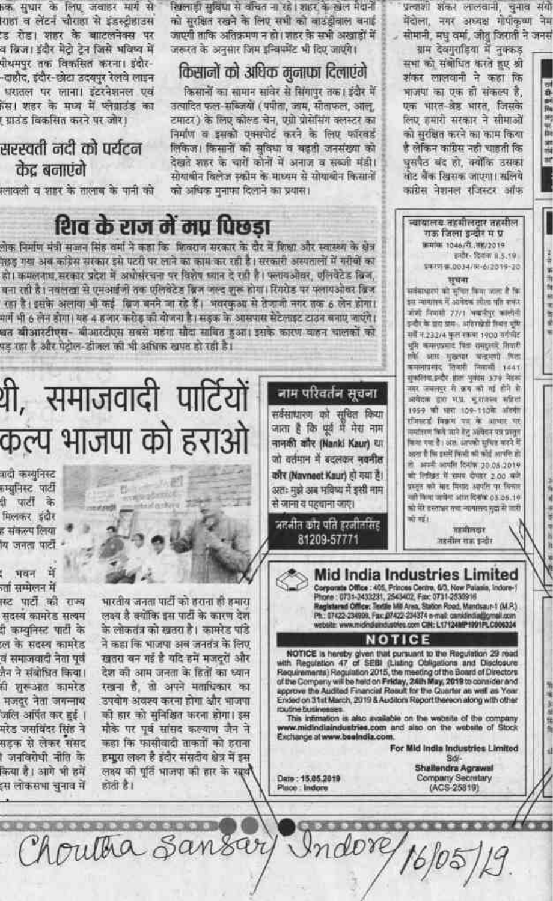...क सुधार के लिए जवाहर मार्ग से ...राहा व लेंटर्न चौराहा से इंडस्ट्रीहाउस ...ड रोड। शहर के बाटलनेक्स पर ...व ब्रिज। इंदौर मेट्रो ट्रेन जिसे भविष्य में ...पीथमपुर तक विकसित करना। इंदौर-...दाहोद, इंदौर-छोटा उदयपुर रेलवे लाइन ...धरातल पर लाना। इंटरनेशनल एवं ...सेस। शहर के मध्य में प्लेग्राउंड का ...ग्राउंड विकसित करने पर जोर।

## सरस्वती नदी को पर्यटन केंद्र बनाएंगे

...लावली व शहर के तालाब के पानी को

खिलाड़ी सुविधा से वंचित ना रहे। शहर के खेल मैदानों को सुरक्षित रखने के लिए सभी की बाउंड्रीवाल बनाई जाएगी ताकि अतिक्रमण न हो। शहर के सभी अखाड़ों में जरूरत के अनुसार जिम इक्विपमेंट भी दिए जाएंगे।

## किसानों को अधिक मुनाफा दिलाएंगे

किसानों का सामान सांवेर से सिंगापुर तक। इंदौर में उत्पादित फल-सब्जियों (पपीता, जाम, सीताफल, आलू, टमाटर) के लिए कोल्ड चेन, एग्रो प्रोसेसिंग क्लस्टर का निर्माण व इसको एक्सपोर्ट करने के लिए फॉरवर्ड लिंकिज। किसानों की सुविधा व बढ़ती जनसंख्या को देखते शहर के चारों कोनों में अनाज व सब्जी मंडी। सोयाबीन विलेज स्कीम के माध्यम से सोयाबीन किसानों को अधिक मुनाफा दिलाने का प्रयास।

प्रत्याशी शंकर लालवानी, चुनाव संयो... मेंदोला, नगर अध्यक्ष गोपीकृष्ण नेम... सोमानी, मधु वर्मा, जीतू जिराती ने जनस...

ग्राम देवगुराड़िया में नुक्कड़ सभा को संबोधित करते हुए श्री शंकर लालवानी ने कहा कि भाजपा का एक ही संकल्प है, एक भारत-श्रेष्ठ भारत, जिसके लिए हमारी सरकार ने सीमाओं को सुरक्षित करने का काम किया है लेकिन कांग्रेस नहीं चाहती कि घुसपैठ बंद हो, क्योंकि उसका वोट बैंक खिसक जाएगा। इसलिये कांग्रेस नेशनल रजिस्टर ऑफ

# शिव के राज में मप्र पिछड़ा

...लोक निर्माण मंत्री सज्जन सिंह वर्मा ने कहा कि शिवराज सरकार के दौर में शिक्षा और स्वास्थ्य के क्षेत्र ...पिछड़ गया अब कांग्रेस सरकार इसे पटरी पर लाने का काम कर रही है। सरकारी अस्पतालों में गरीबों का ...हो। कमलनाथ सरकार प्रदेश में अधोसंरचना पर विशेष ध्यान दे रही है। फ्लायओवर, एलिवेटेड ब्रिज, ...बना रही है। नवलखा से एमआईजी तक एलिवेटेड ब्रिज जल्द शुरू होगा। रिंगरोड पर फ्लायओवर ब्रिज ...रहा है। इसके अलावा भी कई ब्रिज बनने जा रहे हैं। भंवरकुआं से तेजाजी नगर तक 6 लेन होगा। ...मार्ग भी 6 लेन होगा। यह 4 हजार करोड़ की योजना है। सड़क के आसपास सेटेलाइट टाउन बनाए जाएंगे। ...बत बीआरटीएस- बीआरटीएस सबसे महंगा सौदा साबित हुआ। इसके कारण वाहन चालकों को ...पड़ रहा है और पेट्रोल-डीजल की भी अधिक खपत हो रही है।

# ...थी, समाजवादी पार्टियों ...कल्प भाजपा को हराओ

...वादी कम्युनिस्ट ...कम्युनिस्ट पार्टी ...दी पार्टी के ...मिलकर इंदौर ...ह संकल्प लिया ...य जनता पार्टी

...र भवन में ...र्ता सम्मेलन में ...स्ट पार्टी की राज्य ...सदस्य कामरेड सत्यम ...दी कम्युनिस्ट पार्टी के ...ल के सदस्य कामरेड ...वं समाजवादी नेता पूर्व ...जैन ने संबोधित किया। ...की शुरूआत कामरेड ...मजदूर नेता जगन्नाथ ...जलि अर्पित कर हुई। ...मरेड जसविंदर सिंह ने ...सड़क से लेकर संसद ...जनविरोधी नीति के ...किया है। आगे भी हमें ...इस लोकसभा चुनाव में

भारतीय जनता पार्टी को हराना ही हमारा लक्ष्य है क्योंकि इस पार्टी के कारण देश के लोकतंत्र को खतरा है। कामरेड पांडे ने कहा कि भाजपा अब जनतंत्र के लिए खतरा बन गई है यदि हमें मजदूरों और देश की आम जनता के हितों का ध्यान रखना है, तो अपने मताधिकार का उपयोग अवश्य करना होगा और भाजपा की हार को सुनिश्चित करना होगा। इस मौके पर पूर्व सांसद कल्याण जैन ने कहा कि फासीवादी ताकतों को हराना हमारा लक्ष्य है इंदौर संसदीय क्षेत्र में इस लक्ष्य की पूर्ति भाजपा की हार के साथ होती है।

## नाम परिवर्तन सूचना

सर्वसाधारण को सूचित किया जाता है कि पूर्व में मेरा नाम नानकी कौर (Nanki Kaur) था जो वर्तमान में बदलकर नवनीत कौर (Navneet Kaur) हो गया है। अतः मुझे अब भविष्य में इसी नाम से जाना व पहचाना जाए।

नवनीत कौर पति हरजीतसिंह
81209-57771

## न्यायालय तहसीलदार तहसील राऊ जिला इन्दौर म प्र

क्रमांक 1046/री./तह/2019 इन्दौर- दिनांक 8.5.19
प्रकरण क्र.0034/अ-6/2019-20

### सूचना

सर्वसाधारण को सूचित किया जाता है कि इस न्यायालय में आवेदक तोलाराम पिता शंकर जोशी निवासी 77/1 चंद्रपुर कालोनी इन्दौर के द्वारा ग्राम- अहिरखेड़ी स्थित भूमि सर्वे न.232/4 कुल रकबा 1900 वर्गफीट भूमि कमलाप्रसाद पिता रामदुलारे तिवारी ... आम मुख्तार चन्द्रमणी पिता कमलाप्रसाद तिवारी निवासी 1441 शुक्लिया इन्दौर हाल मुकाम 379 नेहरू नगर जबलपुर से क्रय की गई होने से आवेदक द्वारा म.प्र. भू-राजस्व संहिता 1959 की धारा 109-110के अंतर्गत रजिस्टर्ड विक्रय पत्र के आधार पर नामांतरण किये जाने हेतु आवेदन पत्र प्रस्तुत किया गया है। अतः आपको सूचित करते है आशा है कि इसमें किसी को कोई आपत्ति हो तो अपनी आपत्ति दिनांक 20.06.2019 को लिखित में समय दोपहर 2.00 बजे प्रस्तुत करें बाद मियाद आपत्ति पर विचार नहीं किया जावेगा आज दिनांक 03.05.19 को मेरे हस्ताक्षर तथा न्यायालय मुद्रा से जारी की गई।

तहसीलदार
तहसील राऊ इन्दौर

## Mid India Industries Limited

**Corporate Office :** 405, Princes Centre, 6/3, New Palasia, Indore-1
Phone : 0731-2433231, 2543402, Fax: 0731-2530916
**Registered Office:** Textile Mill Area, Station Road, Mandsaur-1 (M.P.)
Ph.: 07422-234999, Fax: 07422-234374 e-mail: csmidindia@gmail.com
website: www.midindiaindustries.com CIN: L17124MP1991PLC006324

### NOTICE

NOTICE is hereby given that pursuant to the Regulation 29 read with Regulation 47 of SEBI (Listing Obligations and Disclosure Requirements) Regulation 2015, the meeting of the Board of Directors of the Company will be held on **Friday, 24th May, 2019** to consider and approve the Audited Financial Result for the Quarter as well as Year Ended on 31st March, 2019 & Auditors Report thereon along with other routine businesses.

This information is also available on the website of the company **www.midindiaindustries.com** and also on the website of Stock Exchange at **www.bseindia.com.**

Date : 15.05.2019
Place : Indore

For Mid India Industries Limited
Sd/-
**Shailendra Agrawal**
Company Secretary
(ACS-25819)

Choutha Sansar/ Indore/ 16/05/19.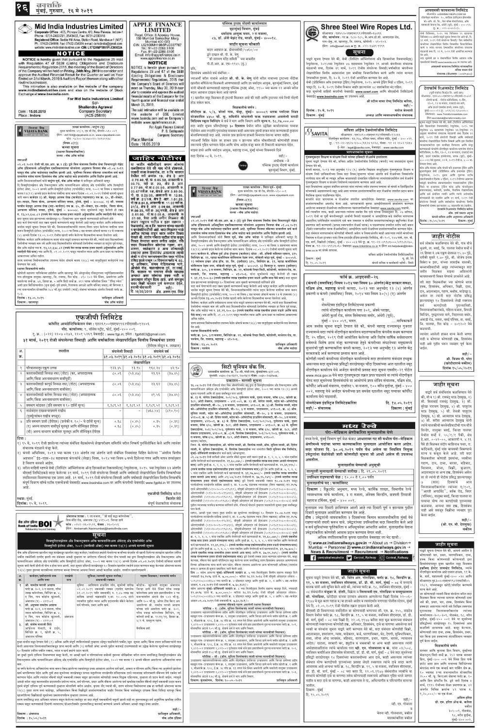# Mid India Industries Limited

Corporate Office: 405, Princes Centre, 6/3, New Palasia, Indore-1
Phone: 0731-2433231, 2543402, Fax: 0731-2530916
Registered Office: Textile Mill Area, Station Road, Mandsaur-1 (M.P.)
Ph: 07422-234999, Fax: 07422-234374 e-mail: csmidindia@gmail.com
website: www.midindiaindustries.com CIN: L17124MP1991PLC006324

## NOTICE

NOTICE is hereby given that pursuant to the Regulation 29 read with Regulation 47 of SEBI (Listing Obligations and Disclosure Requirements) Regulations 2015, the meeting of the Board of Directors of the Company will be held on **Friday, 24th May, 2019** to consider and approve the Audited Financial Result for the Quarter as well as Year Ended on 31st March, 2019 & Auditors Report thereon along with other routine businesses.

This information is also available on the website of the company www.midindiaindustries.com and also on the website of Stock Exchange at www.bseindia.com.

For Mid India Industries Limited
Sd/-
**Shailendra Agrawal**
Company Secretary
(ACS-25819)

Date: 15.05.2019
Place: Indore

---

# APPLE FINANCE LIMITED

Regd. Office: 8 Apeejay House, 130 Mumbai Samachar Marg, Mumbai 400 023
CIN: L65100MH1985PLC037767
Tel.: 91-22-2288 6100
Fax: 91-22-2288 6106
Email: info@applefinance.co.in
www.applefinance.co.in

## NOTICE

NOTICE is hereby given that pursuant to Regulations 29 and 47 of the SEBI (Listing Obligations & Disclosure Requirements) Regulations, 2015 that the Company's Board of Directors will meet on Thursday, May 30, 2019 inter alia to consider and approve the audited financial results of the Company for the fourth quarter and financial year ended March 31, 2019.

This intimation is also available on the website of BSE Limited www.bseindia.com and on the Company's website www.applefinance.co.in

For Apple Finance Limited
P. B. Deshpande
Company Secretary

Place: Mumbai
Date: 16.05.2019

---

# Shree Steel Wire Ropes Ltd.

## सूचना

सही/-
सही/-

दिनांक : १५.०५.२०१९
ठिकाण : मुंबई

---

## विजया बँक — कब्जा सूचना (स्थावर मिळकतीकरिता)

---

## जाहिर नोटीस

---

## पश्चिम ट्रस्टस् नोंदणी कार्यालय बृहन्मुंबई विभाग, मुंबई

### जाहीर सूचना

---

## विजया बँक — कब्जा सूचना (स्थावर मिळकतीकरिता)

---

## SAVITA — सविता ऑईल टेक्नॉलॉजिस लिमिटेड

---

## टेरापॅनेल्स इन्फ्रा इंडिया लिमिटेड

---

## आयएससी फायनान्स लिमिटेड

---

## एफजीपी लिमिटेड

३१ मार्च, २०१९ रोजी संपलेल्या तिमाही आणि वर्षाकरिता लेखापरिक्षित वित्तीय निष्कर्षाचा उतारा

एफजीपी लिमिटेडकरिता
किशोर शेट
स्थळ: मुंबई
दिनांक: १५ मे, २०१९

---

## फॉर्म क्र. आयएनसी-२६

---

## सिटी युनियन बँक लि.

### प्रकाशन - मागणी सूचना

---

## जाहिर नोटीस

---

## मध्य रेल्वे

### पॅरा-मेडिकल श्रेणीकरिता मुलाखतीस येणे

---

## Bank of India BOI

### सूचना

---

## जाहीर सूचना

---

## जाहीर सूचना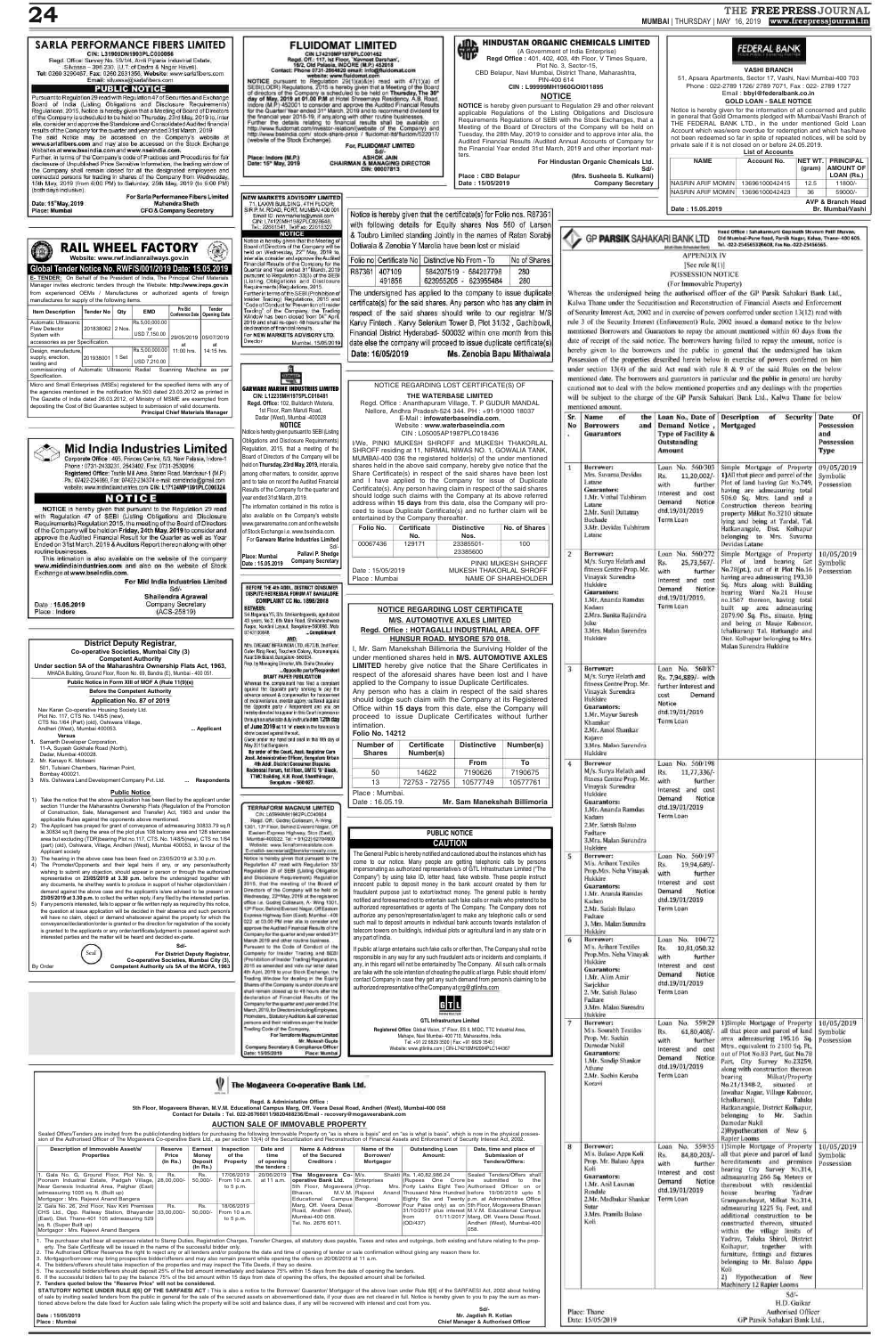## SARLA PERFORMANCE FIBERS LIMITED

CIN: L31909DN1993PLC000056

Regd. Office: Survey No. 59/1/4, Amli Piparia Industrial Estate, Silvassa – 396 230. (U.T. of Dadra & Nagar Haveli). Tel: 0260 3290467, Fax: 0260 2631356; Website: www.sarlafibers.com Email: slvassa@sarlafibers.com

### PUBLIC NOTICE

Pursuant to Regulation 29 read with Regulation 47 of Securities and Exchange Board of India (Listing Obligations and Disclosure Requirements) Regulations, 2015, Notice is hereby given that a Meeting of Board of Directors of the Company is scheduled to be held on Thursday, 23rd May, 2019 to, inter alia, consider and approve the Standalone and Consolidated Audited financial results of the Company for the quarter and year ended 31st March, 2019.

The said Notice may be accessed on the Company's website at www.sarlafibers.com and may also be accessed on the Stock Exchange Websites at www.bseindia.com and www.nseindia.com.

Further, in terms of the Company's code of Practices and Procedures for fair disclosure of Unpublished Price Sensitive Information, the trading window of the Company shall remain closed for all the designated employees and connected persons for trading in shares of the Company from Wednesday, 15th May, 2019 (from 6:00 PM) to Saturday, 25th May, 2019 (to 6:00 PM) (both days inclusive).

For Sarla Performance Fibers Limited

Mahendra Sheth

CFO & Company Secretary

Date: 15th May, 2019
Place: Mumbai

## FLUIDOMAT LIMITED

CIN L74210MP1978PLC001452

Regd. Off.: 117, 1st Floor, 'Navneet Darshan', 16/2, Old Palasia, INDORE (M.P.) 452018

Contact: Phone 0731-2564820 email: info@fluidomat.com website: www.fluidomat.com

NOTICE pursuant to Regulation 29(1)(a)(iii) read with 47(1)(a) of SEBI(LODR) Regulations, 2015 is hereby given that a Meeting of the Board of directors of the Company is scheduled to be held on Thursday, The 30th day of May, 2019 at 01.00 P.M at Hotel Shreemaya Residency, A.B. Road, Indore (M.P.) 452001 to consider and approve the Audited Financial Results for the Quarter/ Year ended 31st March, 2019 and to recommend dividend for the financial year 2018-19, if any along with other routine businesses.

Further the details relating to financial results shall be available on http://www.fluidomat.com/investor-relation/website of the Company) and http://www.bseindia.com/ stock-share-price / fluidomat-ltd/fluidom/522017/ (website of the Stock Exchange).

For, FLUIDOMAT LIMITED

Sd/-

ASHOK JAIN

CHAIRMAN & MANAGING DIRECTOR

DIN: 00007813

Place: Indore (M.P.)
Date: 15th May, 2019

## HINDUSTAN ORGANIC CHEMICALS LIMITED

(A Government of India Enterprise)

Regd Office: 401, 402, 403, 4th Floor, V Times Square, Plot No. 3, Sector-15, CBD Belapur, Navi Mumbai, District Thane, Maharashtra, PIN-400 614

CIN: L99999MH1960GOI011895

### NOTICE

NOTICE is hereby given pursuant to Regulation 29 and other relevant applicable Regulations of the Listing Obligations and Disclosure Requirements Regulations of SEBI with the Stock Exchanges, that a Meeting of the Board of Directors of the Company will be held on Tuesday, the 28th May, 2019 to consider and to approve inter alia, the Audited Financial Results /Audited Annual Accounts of Company for the Financial Year ended 31st March, 2019 and other important matters.

For Hindustan Organic Chemicals Ltd.

Sd/-

(Mrs. Susheela S. Kulkarni)

Company Secretary

Place: CBD Belapur
Date: 15/05/2019

## FEDERAL BANK

VASHI BRANCH

51, Apsara Apartments, Sector 17, Vashi, Navi Mumbai-400 703

Phone: 022-2789 1726/ 2789 7071, Fax: 022- 2789 1727

Email: bbyl@federalbank.co.in

### GOLD LOAN - SALE NOTICE

Notice is hereby given for the information of all concerned and public in general that Gold Ornaments pledged with Mumbai/Vashi Branch of THE FEDERAL BANK LTD., in the under mentioned Gold Loan Account which was/were overdue for redemption and which has/have not been redeemed so far in spite of repeated notices, will be sold by private sale if it is not closed on or before 24.05.2019.

List of Accounts

| NAME | Account No. | NET WT. (gram) | PRINCIPAL AMOUNT OF LOAN (Rs.) |
|---|---|---|---|
| NASRIN ARIF MOMIN | 13696100042415 | 12.5 | 11800/- |
| NASRIN ARIF MOMIN | 13696100042423 | 36 | 59000/- |

AVP & Branch Head

Br. Mumbai/Vashi

Date: 15.05.2019

## RAIL WHEEL FACTORY

Website: www.rwf.indianrailways.gov.in

### Global Tender Notice No. RWF/S/001/2019 Date: 15.05.2019

E- TENDER: On Behalf of the President of India, The Principal Chief Materials Manager invites electronic tenders through the Website: http://www.ireps.gov.in from experienced OEMs / Manufacturers or authorized agents of foreign manufacturers for supply of the following items.

| Item Description | Tender No | Qty | EMD | Pre Bid Conference Date | Tender Opening Date |
|---|---|---|---|---|---|
| Automatic Ultrasonic Flaw Detector System with accessories as per Specification. | 201838062 | 2 Nos. | Rs.5,00,000.00 or USD 7,150.00 | 29/05/2019 at 11:00 hrs. | 05/07/2019 at 14:15 hrs. |
| Design, manufacture, supply, erection, testing and commissioning of Automatic Ultrasonic Radial Scanning Machine as per Specification. | 201938001 | 1 Set | Rs.5,00,000.00 or USD 7,210.00 | | |

Micro and Small Enterprises (MSEs) registered for the specified items with any of the agencies mentioned in the notification No.503 dated 23.03.2012 as printed in The Gazette of India dated 26.03.2012, of Ministry of MSME are exempted from depositing the Cost of Bid Guarantee subject to submission of valid documents.

Principal Chief Materials Manager

## NEW MARKETS ADVISORY LIMITED

T1, LAXMI BUILDING, 4TH FLOOR, SIR P.M. ROAD, FORT, MUMBAI 400 001

Email ID: newmarkets@ymail.com

CIN: L74120MH1982PLC026948, Tel.: 22661541, TeleFax: 22618327

### NOTICE

Notice is hereby given that the Meeting of Board of Directors of the Company will be held on Wednesday, 22nd May, 2019 to, inter alia, consider and approve the Audited Financial Results of the Company for the Quarter and Year ended 31st March, 2019 pursuant to Regulation 33(3) of the SEBI (Listing Obligations and Disclosure Requirements) Regulations, 2015.

Further in terms of the SEBI (Prohibition of Insider Trading) Regulations, 2015 and "Code of Conduct for Prevention of Insider Trading" of the Company, the Trading Window has been closed from 04th April, 2019 and shall re-open 48 hours after the declaration of financial results.

For NEW MARKETS ADVISORY LTD.

Director

Mumbai, 15/05/2019

## GARWARE MARINE INDUSTRIES LIMITED

CIN: L12235MH1975PLC018481

Regd. Office: 102, Buildarch Wisteria, 1st Floor, Ram Maruti Road, Dadar (West), Mumbai -400028

### NOTICE

Notice is hereby given pursuant to SEBI (Listing Obligations and Disclosure Requirements) Regulation, 2015, that a meeting of the Board of Directors of the Company will be held on Thursday, 23rd May, 2019, inter alia, among other matters, to consider, approve and to take on record the Audited Financial Results of the Company for the quarter and year ended 31st March, 2019.

The information contained in this notice is also available on the Company's website www.garwaremarine.com and on the website of Stock Exchange i.e. www.bseindia.com.

For Garware Marine Industries Limited

Sd/-

Pallavi P. Shedge

Company Secretary

Place: Mumbai
Date: 15.05.2019

Notice is hereby given that the certificate(s) for Folio nos. R87361 with following details for Equity shares Nos 560 of Larsen & Toubro Limited standing Jointly in the names of Ratan Sorabji Dotiwala & Zenobia Y Marolia have been lost or mislaid

| Folio no | Certificate No | Distinctive No From - To | No of Shares |
|---|---|---|---|
| R87361 | 407109 | 584207519 - 584207798 | 280 |
| | 491856 | 623055205 - 623055484 | 280 |

The undersigned has applied to the company to issue duplicate certificate(s) for the said shares. Any person who has any claim in respect of the said shares should write to our registrar M/S Karvy Fintech , Karvy Selenium Tower B, Plot 31/32 , Gachibowli, Financial District Hyderabad- 500032 within one month from this date else the company will proceed to issue duplicate certificate(s)

Date: 16/05/2019 Ms. Zenobia Bapu Mithaiwala

## GP PARSIK SAHAKARI BANK LTD

(Multi-State Scheduled Bank)

Head Office: Sahakarmurti Gopinath Shivram Patil Bhavan, Old Mumbai-Pune Road, Parsik Nagar, Kalwa, Thane-400 605. Tel.: 022-25456553/54/55, Fax.No.022-25456565.

APPENDIX IV

[See rule 8(1)]

### POSSESSION NOTICE

(For Immovable Property)

Whereas the undersigned being the authorised officer of the GP Parsik Sahakari Bank Ltd., Kalwa Thane under the Securitisation and Reconstruction of Financial Assets and Enforcement of Security Interest Act, 2002 and in exercise of powers conferred under section 13(12) read with rule 3 of the Security Interest (Enforcement) Rule, 2002 issued a demand notice to the below mentioned Borrowers and Guarantors to repay the amount mentioned within 60 days from the date of receipt of the said notice. The borrowers having failed to repay the amount, notice is hereby given to the borrowers and the public in general that the undersigned has taken Possession of the properties described herein below in exercise of powers conferred on him under section 13(4) of the said Act read with rule 8 & 9 of the said Rules on the below mentioned date. The borrowers and guarantors in particular and the public in general are hereby cautioned not to deal with the below mentioned properties and any dealings with the properties will be subject to the charge of the GP Parsik Sahakari Bank Ltd., Kalwa Thane for below mentioned amount.

| Sr. No | Name of the Borrowers and Guarantors | Loan No., Date of Demand Notice, Type of Facility & Outstanding Amount | Description of Security Mortgaged | Date of Possession and Possession Type |
|---|---|---|---|---|
| 1 | Borrower: Mrs. Suvarna Devidas Latane Guarantors: 1.Mr. Vitthal Tulshiram Latane 2.Mr. Sunil Duttatray Buchade 3.Mr. Devidas Tulshiram Latane | Loan No. 560/305 Rs. 11,20,002/- with further interest and cost Demand Notice dtd.19/01/2019 Term Loan | Simple Mortgage of Property 1)All that piece and parcel of the Plot of land having Gat No.749, having are admeasuring total 506.0 Sq. Mtrs. and and Construction thereon bearing property Milkat No.3210 situate lying and being at Tardal, Tal. Hatkanangale, Dist. Kolhapur belonging to Mrs. Suvarna Devidas Latane | 09/05/2019 Symbolic Possession |
| 2 | Borrower: M/s. Surya Helath and fitness Centre Prop. Mr. Vinayak Surendra Hukkire Guarantors: 1.Mr. Ananda Ramdas Kadam 2.Mrs. Sunita Rajendra Joke 3.Mrs. Malan Surendra Hukkire | Loan No. 560/272 Rs. 25,73,567/- with further interest and cost Demand Notice dtd.19/01/2019, Term Loan | Simple Mortgage of Property Plot of land bearing Gat No.70(pt.), out of it Plot No.16 having area admeasuring 193.30 Sq. Mtrs along with Building bearing Ward No.21 House no.1567 thereon, having total built up area admeasuring 2079.90 Sq. Fts., situate, lying and being at Mauje Rabnoor, Ichalkaranji Tal. Hatkangale and Dist. Kolhapur belonging to Mrs. Malan Surendra Hukkire | 10/05/2019 Symbolic Possession |
| 3 | Borrower: M/s. Surya Helath and fitness Centre Prop. Mr. Vinayak Surendra Hukkire Guarantors: 1.Mr. Mayur Suresh Khamkar 2.Mr. Amol Shankar Kajave 3.Mrs. Malan Surendra Hukkire | Loan No. 560/87 Rs. 7,94,889/- with further Interest and cost Demand Notice dtd.19/01/2019 Term Loan | | |
| 4 | Borrower: M/s. Surya Helath and fitness Centre Prop. Mr. Vinayak Surendra Hukkire Guarantors: 1.Mr. Ananda Ramdas Kadam 2.Mr. Satish Balaso Fadtare 3.Mrs. Malan Surendra Hukkire | Loan No. 560/198 Rs. 13,77,336/- with further interest and cost Demand Notice dtd.19/01/2019 Term Loan | | |
| 5 | Borrower: M/s. Arihant Textiles Prop.Mrs. Neha Vinayak Hukkire Guarantors: 1.Mr. Ananda Ramdas Kadam 2.Mr. Satish Balaso Fadtare 3.Mrs. Malan Surendra Hukkire | Loan No. 560/197 Rs. 19,94,689/- with further interest and cost Demand Notice dtd.19/01/2019 Term Loan | | |
| 6 | Borrower: M/s. Arihant Textiles Prop.Mrs. Neha Vinayak Hukkire Guarantors: 1.Mr. Alim Amir Sarjekhar 2. Mr. Satish Balaso Fadtare 3.Mrs. Malan Surendra Hukkire | Loan No. 104/72 Rs. 10,81,050.32 with further interest and cost Demand Notice dtd.19/01/2019 Term Loan | | |
| 7 | Borrower: M/s. Sourabh Textiles Prop. Mr. Sachin Damodar Nakil Guarantors: 1.Mr. Sandip Shankar Athane 2.Mr. Sachin Keraba Koravi | Loan No. 559/29 Rs. 61,80,408/- with further interest and cost Demand Notice dtd.19/01/2019 Term Loan | 1)Simple Mortgage of Property all that piece and parcel of land area admeasuring 195.16 Sq. Mtrs. equivalent to 2100 Sq. Ft., out of Plot No.83 Part, Gat No.70 Part, City Survey No.23259, along with construction thereon bearing Milkat/Property No.21/1348-2, situated at Jawahar Nagar, Village Kabnoor, Ichalkaranji, Taluka Hatkanangale, District Kolhapur, belonging to Mr. Sachin Damodar Nakil 2)Hypothecation of New 6 Rapier Looms | 10/05/2019 Symbolic Possession |
| 8 | Borrower: M/s. Balaso Appa Koli Prop. Mr. Balaso Appa Koli Guarantors: 1.Mr. Anil Laxman Rundale 2.Mr. Madhukar Shankar Sutar 3.Mrs. Pramila Balaso Koli | Loan No. 559/55 Rs. 84,80,203/- with further interest and cost Demand Notice dtd.19/01/2019 Term Loan | 1)Simple Mortgage of Property all that piece and parcel of land hereditaments and premises bearing City Survey No.314, admeasuring 266 Sq. Meters or thereabout with residential house bearing Yadrav Grampanchayat, Milkat No.314, admeasuring 1221 Sq. Feet, and additional construction to be constructed thereon, situated within the village limits of Yadrav, Taluka Shirol, District Kolhapur, together with furniture, fittings and fixtures belonging to Mr. Balaso Appa Koli 2) Hypothecation of New Machinery 12 Rapier Looms | 10/05/2019 Symbolic Possession |

Sd/-

H.D. Gaikar

Authorised Officer

GP Parsik Sahakari Bank Ltd.,

Place: Thane
Date: 15/05/2019

## Mid India Industries Limited

Corporate Office: 405, Princes Centre, 6/3, New Palasia, Indore-1 Phone: 0731-2433231, 2543402, Fax: 0731-2530916

Registered Office: Textile Mill Area, Station Road, Mandsaur-1 (M.P.) Ph.: 07422-234999, Fax: 07422-234374 e-mail: csmidindia@gmail.com website: www.midindiaindustries.com CIN: L17124MP1991PLC006324

### NOTICE

NOTICE is hereby given that pursuant to the Regulation 29 read with Regulation 47 of SEBI (Listing Obligations and Disclosure Requirements) Regulations 2015, the meeting of the Board of Directors of the Company will be held on Friday, 24th May, 2019 to consider and approve the Audited Financial Results for the Quarter as well as Year Ended on 31st March, 2019 & Auditors Report thereon along with other routine businesses.

This information is also available on the website of the company www.midindiaindustries.com and also on the website of Stock Exchange at www.bseindia.com.

For Mid India Industries Limited

Sd/-

Shailendra Agrawal

Company Secretary

(ACS-25819)

Date: 15.05.2019
Place: Indore

## District Deputy Registrar,

Co-operative Societies, Mumbai City (3)

Competent Authority

Under section 5A of the Maharashtra Ownership Flats Act, 1963,

MHADA Building, Ground Floor, Room No. 69, Bandra (E), Mumbai - 400 051.

Public Notice in Form XIII of MOFA (Rule 11(9)(e))

Before the Competent Authority

Application No. 87 of 2019

Nav Karan Co-operative Housing Society Ltd. Plot No. 117, CTS No. 1/48/5 (new), CTS No.1/84 (Part) (old), Oshiwara Village, Andheri (West), Mumbai 400053. ... Applicant

Versus

1. Samarth Developer Corporation, 11-A, Suyash Gokhale Road (North), Dadar, Mumbai 400028.
2. Mr. Kanayo K. Motwani 501, Tulsiani Chambers, Nariman Point, Bombay 400021.
3. M/s. Oshiwara Land Development Company Pvt. Ltd. ... Respondents

### Public Notice

1) Take the notice that the above application has been filed by the applicant under section 11under the Maharashtra Ownership Flats (Regulation of the Promotion of Construction, Sale, Management and Transfer) Act, 1963 and under the applicable Rules against the opponents above mentioned.

2) The Applicant has prayed for grant of conveyance of admeasuring 30833.79 sq.ft ie.30834 sq.ft (being the area of the plot plus 108 balcony area and 128 staircase area but excluding (TDR)bearing Plot no.117, CTS No. 1/48/5(new), CTS no.1/84 (part) (old), Oshiwara Village, Andheri (West), Mumbai 400053, in favour of the Applicant society.

3) The hearing in the above case has been fixed on 23/05/2019 at 3.30 pm.

4) The Promoter/Opponents and their legal heirs if any, or any person/authority wishing to submit any objection, should appear in person or through the authorised representative on 23/05/2019 at 3.30 pm. before the undersigned together with any documents, he she/they wants to produce in support of his/her objection/claim / demand against the above case and the applicants is/are advised to be present on 23/05/2019 at 3.30 p.m. to collect the written reply, if any filed by the interested parties.

5) If any person/s interested, fails to appear or file written reply as required by this notice, the question at issue application will be decided in their absence and such person/s will have no claim, object or demand whatsoever against the property for which the conveyance/declaration/order is granted or the direction for registration of the society is granted to the applicants or any order/certificate/judgment is passed against such interested parties and the matter will be heard and decided ex-parte.

Sd/-

For District Deputy Registrar, Co-operative Societies, Mumbai City (3) Competent Authority u/s 5A of the MOFA, 1963

By Order

Seal

NOTICE REGARDING LOST CERTIFICATE(S) OF

THE WATERBASE LIMITED

Regd. Office: Ananthapuram Village, T. P GUDUR MANDAL Nellore, Andhra Pradesh-524 344. PH: +91-91000 18037

E-Mail: infowaterbaseindia.com

Website: www.waterbaseindia.com

CIN: L05005AP1987PLC018436

I/We, PINKI MUKESH SHROFF and MUKESH THAKORLAL SHROFF residing at 11, NIRMAL NIWAS NO. 1, GOWALIA TANK, MUMBAI-400 036 the registered holder(s) of the under mentioned shares held in the above said company, hereby give notice that the Share Certificate(s) in respect of the said shares have been lost and I have applied to the Company for issue of Duplicate Certificate(s). Any person having claim in respect of the said shares should lodge such claims with the Company at its Registered address within 15 days from this date, else the Company will proceed to issue Duplicate Certificate(s) and no further claim will be entertained by the Company thereafter.

| Folio No. | Certificate No. | Distinctive Nos. | No. of Shares |
|---|---|---|---|
| 00067436 | 129171 | 23385501-23385600 | 100 |

PINKI MUKESH SHROFF

MUKESH THAKORLAL SHROFF

NAME OF SHAREHOLDER

Date: 15/05/2019
Place: Mumbai

NOTICE REGARDING LOST CERTIFICATE

M/S. AUTOMOTIVE AXLES LIMITED

Regd. Office: HOTAGALLI INDUSTRIAL AREA. OFF HUNSUR ROAD. MYSORE 570 018.

I, Mr. Sam Maneckshah Billimoria the Surviving Holder of the under mentioned shares held in M/S. AUTOMOTIVE AXLES LIMITED hereby give notice that the Share Certificates in respect of the aforesaid shares have been lost and I have applied to the Company to issue Duplicate Certificates.

Any person who has a claim in respect of the said shares should lodge such claim with the Company at its Registered Office within 15 days from this date, else the Company will proceed to issue Duplicate Certificates without further intimation.

Folio No. 14212

| Number of Shares | Certificate Number(s) | Distinctive From | Number(s) To |
|---|---|---|---|
| 50 | 14622 | 7190626 | 7190675 |
| 13 | 72753 - 72755 | 10577749 | 10577761 |

Place: Mumbai.
Date: 16.05.19. Mr. Sam Maneckshah Billimoria

BEFORE THE 4th ADDL. DISTRICT CONSUMER DISPUTE REDRESSAL FORUM AT BANGALORE

COMPLAINT CC No. 1898/2018

BETWEEN:

Sri Mrigesh Y.S, S/o Shrikant Ingawalle, aged about 45 years, No.2, 4th Main Road, Shrikantashwara Nagar, Nandini Layout, Bangalore-560096. Mob: 9741109648. ...Complainant

AND:

M/s. DREAMS INFRA INDIA LTD, #27/28, 2nd Floor, Outer Ring Road, Tarapatti Colony, Koramangala, Near Silk Board, Bangalore-560034, Rep. by Managing Director, M/s. Sinha Chowdary ...Opposite party/Respondent

DRAFT PAPER PUBLICATION

Whereas the complainant has filed a complaint against the Opposite party seeking to pay the advance amount & compensation for harassment of inconvenience, mental agony caused against the Opposite party / Respondent and you are hereby directed to appear in this Court in person or through advocate on dt 14/06/2019 at 12th day of June 2019 at 11 'o' clock in the forenoon to show cause against the suit.

Given under my hand and seal in this 6th day of May 2019 at Bangalore.

By order of the Court, Asst. Registrar Cum Asst. Administrative Officer, Bangalore Urban 4th Addl. District Consumer Disputes Redressal Forum, 1st Floor, BMTC 'B' Block, TTMC Building, K.H. Road, Shanthinagar, Bangalore - 560 027.

## TERRAFORM MAGNUM LIMITED

CIN: L65990MH1982PLC040854

Regd. Off.: Godrej Coliseum, A-Wing 1301, 13th Floor, Behind Everard Nagar, Off Eastern Express Highway, Sion (East), Mumbai-400022. Tel: + 91(22) 62704900

Website: www.Terraformrealstate.com

E-mail: secretarial@terraformrealty.com

Notice is hereby given that pursuant to the Regulation 47 read with Regulation 33/ Regulation 29 of SEBI (Listing Obligation and Disclosure Requirements) Regulation 2015, that the meeting of the Board of Directors of the Company will be held on Wednesday, 22nd May, 2019 at the registered office i.e. Godrej Coliseum, A - Wing 1301, 13th Floor, Behind Everard Nagar, Off Eastern Express Highway Sion (East) Mumbai - 400 022 at 03.00 PM inter alia to consider and approve the Audited Financial Results of the Company for the quarter and year ended 31st March 2019 and other routine businesses.

Pursuant to the Code of Conduct of the Company for Insider Trading and SEBI (Prohibition of Insider Trading) Regulations, 2015 as amended and vide our letter dated 4th April, 2019 to your Stock Exchanges, the Trading Window for dealing in the Equity Shares of the Company is under closure and shall remain closed up to 48 hours after the declaration of Financial Results of the Company for the quarter and year ended 31st March, 2019, for Directors including Employees, Promoters, Statutory Auditors & all connected persons and their relatives as per the Insider Trading Code of the Company.

For Terraform Magnum Limited

Sd/-

Mr. Mukesh Gupta

Company Secretary & Compliance Officer

Date: 15/05/2019 Place: Mumbai

PUBLIC NOTICE

CAUTION

The General Public is hereby notified and cautioned about the instances which has come to our notice. Many people are getting telephonic calls by persons impersonating as authorized representatives of GTL Infrastructure Limited ("the Company") by using fake ID, letter head, fake website. These people instruct innocent public to deposit money in the bank account created by them for fraudulent purpose just to extort/extract money. The general public is hereby notified and forewarned not to entertain such fake calls or mails who pretend to be authorized representatives or agents of The Company. The Company does not authorize any person/representative/agent to make any telephonic calls or send such mail to deposit amounts in individual bank accounts towards installation of telecom towers on building/s, individual plots or agricultural land in any state or in any part of India.

If public at large entertains such fake calls or offer then, The Company shall not be responsible in any way for any such fraudulent acts or incidents and complaints, if any, in this regard will not be entertained by The Company. All such calls or mails are fake with the sole intention of cheating the public at large. Public should inform/ contact Company in case they get any such demand from person/s claiming to be authorized representative of the Company at crgi@gtlinfra.com

GTL Infrastructure Limited

Registered Office: Global Vision, 3rd Floor, ES II, MIDC, TTC Industrial Area, Mahape, Navi Mumbai- 400 710, Maharashtra, India.

Tel: +91 22 6829 3500 | Fax: +91 6829 3545 | Website: www.gtlinfra.com | CIN-L74210MH2004PLC144367

## The Mogaveera Co-operative Bank Ltd.

Regd. & Administrative Office:

5th Floor, Mogaveera Bhavan, M.V.M. Educational Campus Marg, Off. Veera Desai Road, Andheri (West), Mumbai-400 058

Contact for Details: Tel. 022-26766011/9820488236/Email - recovery@mogaveerabank.com

### AUCTION SALE OF IMMOVABLE PROPERTY

Sealed Offers/Tenders are invited from the public/intending bidders for purchasing the following Immovable Property on "as is where is basis" and on "as is what is basis", which is now in the physical possession of the Authorised Officer of The Mogaveera Co-operative Bank Ltd., as per section 13(4) of the Securitization and Reconstruction of Financial Assets and Enforcement of Security Interest Act, 2002.

| Description of Immovable Asset/s/ Properties | Reserve Price (In Rs.) | Earnest Money Deposit (In Rs.) | Inspection of the Property | Date and time of opening the tenders | Name & Address of the Secured Creditors | Name of the Borrower/ Mortgagor | Outstanding Loan Amount | Date, time and place of Submission of Tenders/Offers |
|---|---|---|---|---|---|---|---|---|
| 1. Gala No. G, Ground Floor, Plot No. 9, Poonam Industrial Estate, Padgah Village, Near Ganesh Industrial Area, Palghar (East) admeasuring 1005 sq. ft. (Built up) Mortgagor : Mrs. Rajeevi Anand Bangera | Rs. 28,00,000/- | Rs. 50,000/- | 17/06/2019 From 10 a.m. to 5 p.m. | 20/06/2019 at 11 a.m. | The Mogaveera Co-operative Bank Ltd. 5th Floor, Mogaveera Bhavan, M.V.M. Educational Campus Marg, Off. Veera Desai Road, Andheri (West), Mumbai-400 058. Tel. No. 2676 6011. | M/s. Shakti Enterprises (Prop. Mrs. Rajeevi Anand Bangera) -Borrower | Rs. 1,40,82,986.24 (Rupees One Crore Forty Lakhs Eight Thousand Nine Hundred Eighty Six and Twenty Four Paise only) as on 31/10/2017 plus interest from 01/11/2017 (OD/437) | Sealed Tenders/Offers shall be submitted to the Authorised Officer on or before 19/06/2019 upto 5 p.m. at Administrative Office 5th Floor, Mogaveera Bhavan, M.V.M. Educational Campus Marg, Off. Veera Desai Road, Andheri (West), Mumbai-400 058. |
| 2. Gala No. 26, 2nd Floor, Nav Kirti Premises CHS Ltd., Opp. Railway Station, Bhayander (East), Dist. Thane-401 105 admeasuring 329 sq. ft. (Super Built up) Mortgagor : Mrs. Rajeevi Anand Bangera | Rs. 33,00,000/- | Rs. 50,000/- | 18/06/2019 From 10 a.m. to 5 p.m. | | | | | |

1. The purchaser shall bear all expenses related to Stamp Duties, Registration Charges, Transfer Charges, all statutory dues payable, Taxes and rates and outgoings, both existing and future relating to the property. The Sale Certificate will be issued in the name of the successful bidder only.
2. The Authorised Officer Reserves the right to reject any or all tenders and/or postpone the date and time of opening of tender or sale confirmation without giving any reason there for.
3. Mortgagor/borrower may bring prospective bidders/offerers and may also remain present while opening the offers on 20/06/2019 at 11 a.m.
4. The bidders/offerers should take inspection of the properties and may inspect the Title Deeds, if they so desire.
5. The successful bidders/offerers should deposit 25% of the bid amount immediately and balance 75% within 15 days from the date of opening the tenders.
6. If the successful bidders fail to pay the balance 75% of the bid amount within 15 days from date of opening of the offers, the deposited amount shall be forfeited.
7. Tenders quoted below the "Reserve Price" will not be considered.

STATUTORY NOTICE UNDER RULE 8(6) OF THE SARFAESI ACT : This is also a notice to the Borrower/ Guarantor/ Mortgagor of the above loan under Rule 8(6) of the SARFAESI Act, 2002 about holding of sale by inviting sealed tenders from the public in general for the sale of the secured assets on abovementioned date, if your dues are not cleared in full. Notice is hereby given to you to pay the sum as mentioned above before the date fixed for Auction sale failing which the property will be sold and balance dues, if any will be recovered with interest and cost from you.

Sd/-

Mr. Jagdish R. Kotian

Chief Manager & Authorised Officer

Date: 15/05/2019
Place: Mumbai